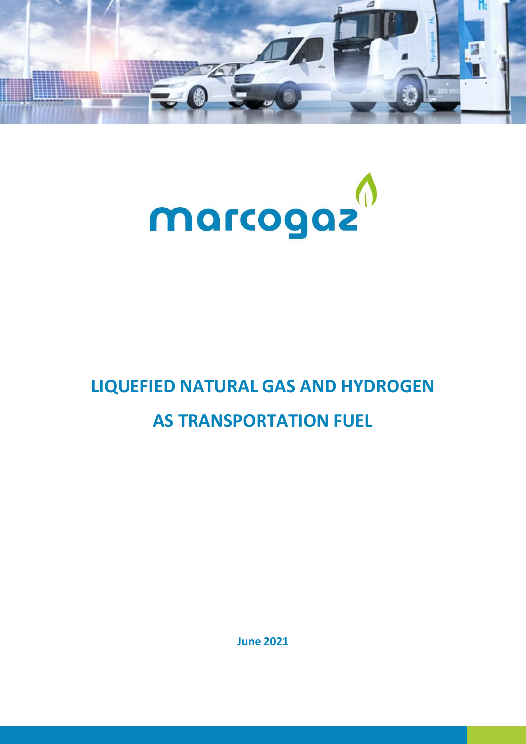marcogaz

# LIQUEFIED NATURAL GAS AND HYDROGEN AS TRANSPORTATION FUEL

**June 2021**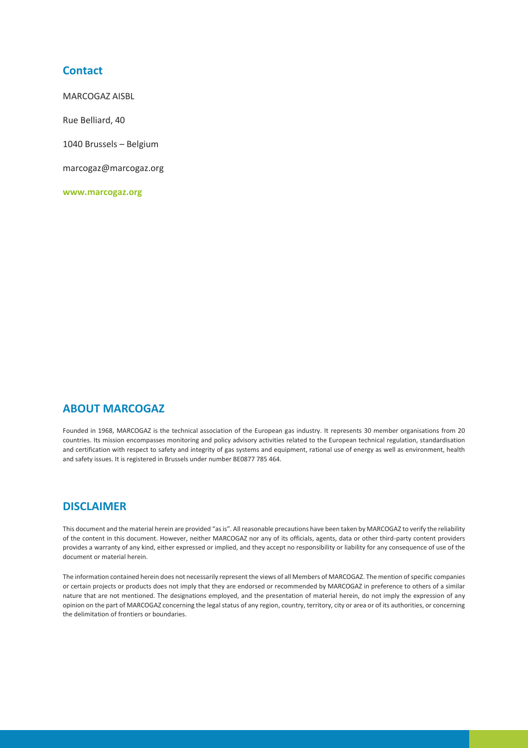## Contact

MARCOGAZ AISBL

Rue Belliard, 40

1040 Brussels – Belgium

marcogaz@marcogaz.org

**www.marcogaz.org**

## ABOUT MARCOGAZ

Founded in 1968, MARCOGAZ is the technical association of the European gas industry. It represents 30 member organisations from 20 countries. Its mission encompasses monitoring and policy advisory activities related to the European technical regulation, standardisation and certification with respect to safety and integrity of gas systems and equipment, rational use of energy as well as environment, health and safety issues. It is registered in Brussels under number BE0877 785 464.

## DISCLAIMER

This document and the material herein are provided "as is". All reasonable precautions have been taken by MARCOGAZ to verify the reliability of the content in this document. However, neither MARCOGAZ nor any of its officials, agents, data or other third-party content providers provides a warranty of any kind, either expressed or implied, and they accept no responsibility or liability for any consequence of use of the document or material herein.

The information contained herein does not necessarily represent the views of all Members of MARCOGAZ. The mention of specific companies or certain projects or products does not imply that they are endorsed or recommended by MARCOGAZ in preference to others of a similar nature that are not mentioned. The designations employed, and the presentation of material herein, do not imply the expression of any opinion on the part of MARCOGAZ concerning the legal status of any region, country, territory, city or area or of its authorities, or concerning the delimitation of frontiers or boundaries.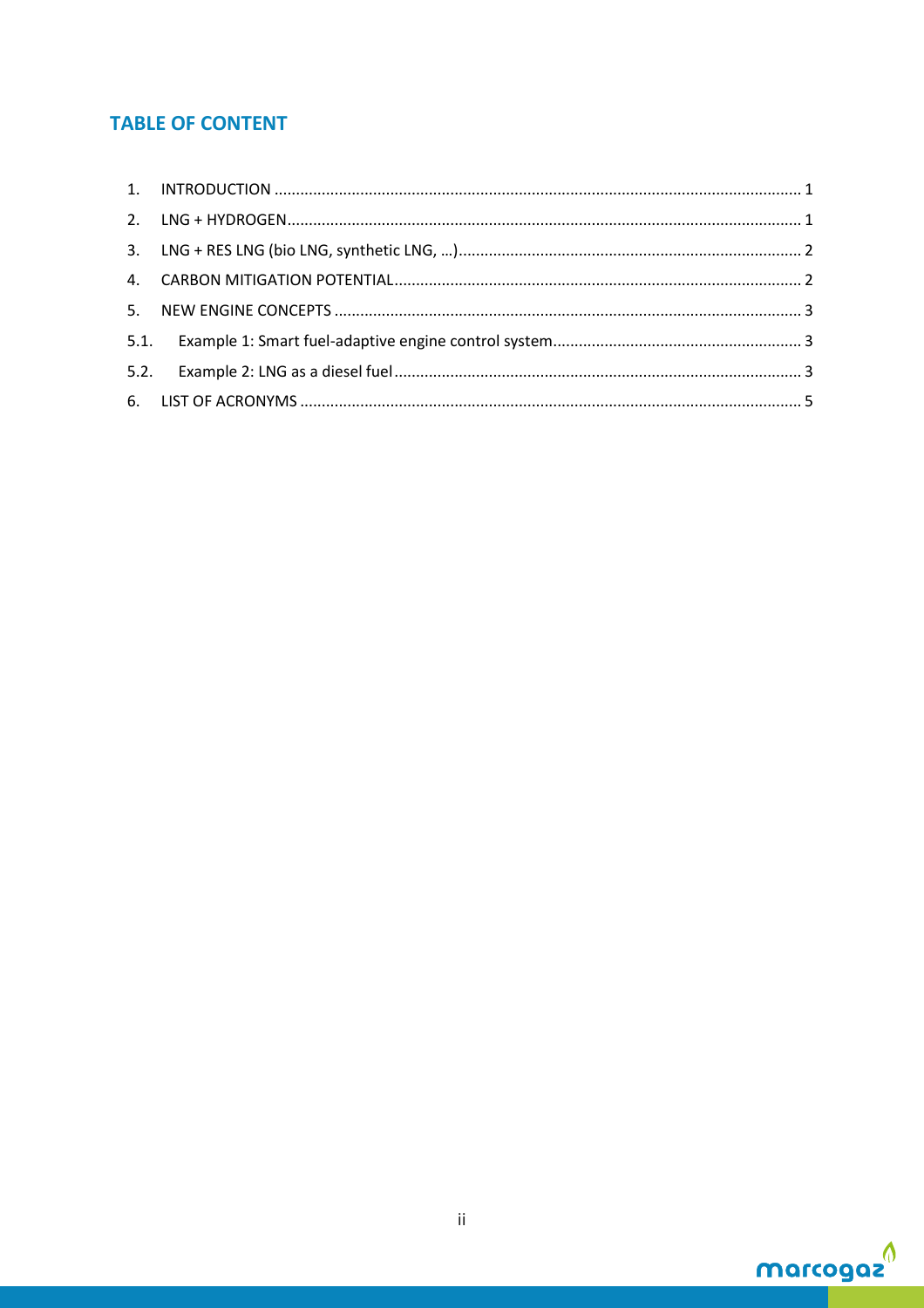## TABLE OF CONTENT

1. INTRODUCTION ........................................................................................................................ 1
2. LNG + HYDROGEN ..................................................................................................................... 1
3. LNG + RES LNG (bio LNG, synthetic LNG, …) ............................................................................... 2
4. CARBON MITIGATION POTENTIAL ............................................................................................. 2
5. NEW ENGINE CONCEPTS ............................................................................................................ 3
   - 5.1. Example 1: Smart fuel-adaptive engine control system ......................................................... 3
   - 5.2. Example 2: LNG as a diesel fuel .............................................................................................. 3
6. LIST OF ACRONYMS ................................................................................................................... 5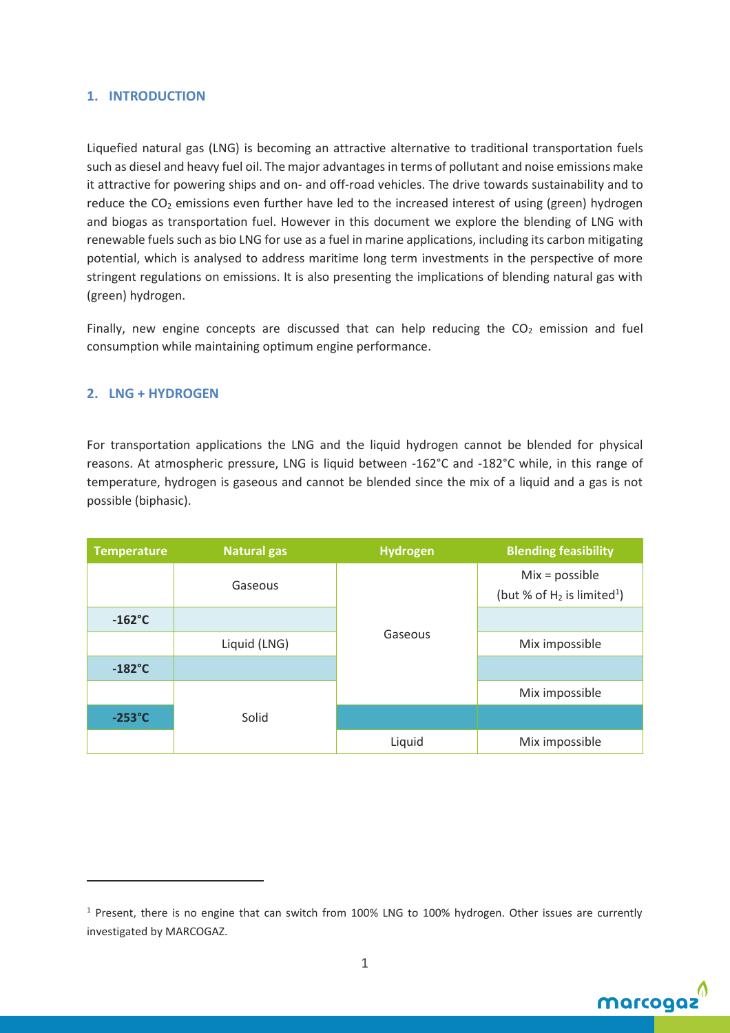## 1. INTRODUCTION

Liquefied natural gas (LNG) is becoming an attractive alternative to traditional transportation fuels such as diesel and heavy fuel oil. The major advantages in terms of pollutant and noise emissions make it attractive for powering ships and on- and off-road vehicles. The drive towards sustainability and to reduce the $CO_2$ emissions even further have led to the increased interest of using (green) hydrogen and biogas as transportation fuel. However in this document we explore the blending of LNG with renewable fuels such as bio LNG for use as a fuel in marine applications, including its carbon mitigating potential, which is analysed to address maritime long term investments in the perspective of more stringent regulations on emissions. It is also presenting the implications of blending natural gas with (green) hydrogen.

Finally, new engine concepts are discussed that can help reducing the $CO_2$ emission and fuel consumption while maintaining optimum engine performance.

## 2. LNG + HYDROGEN

For transportation applications the LNG and the liquid hydrogen cannot be blended for physical reasons. At atmospheric pressure, LNG is liquid between -162°C and -182°C while, in this range of temperature, hydrogen is gaseous and cannot be blended since the mix of a liquid and a gas is not possible (biphasic).

| Temperature | Natural gas | Hydrogen | Blending feasibility |
|---|---|---|---|
| | Gaseous | Gaseous | Mix = possible (but % of $H_2$ is limited[1]) |
| -162°C | | | |
| | Liquid (LNG) | | Mix impossible |
| -182°C | | | |
| | Solid | | Mix impossible |
| -253°C | | | |
| | | Liquid | Mix impossible |

[1] Present, there is no engine that can switch from 100% LNG to 100% hydrogen. Other issues are currently investigated by MARCOGAZ.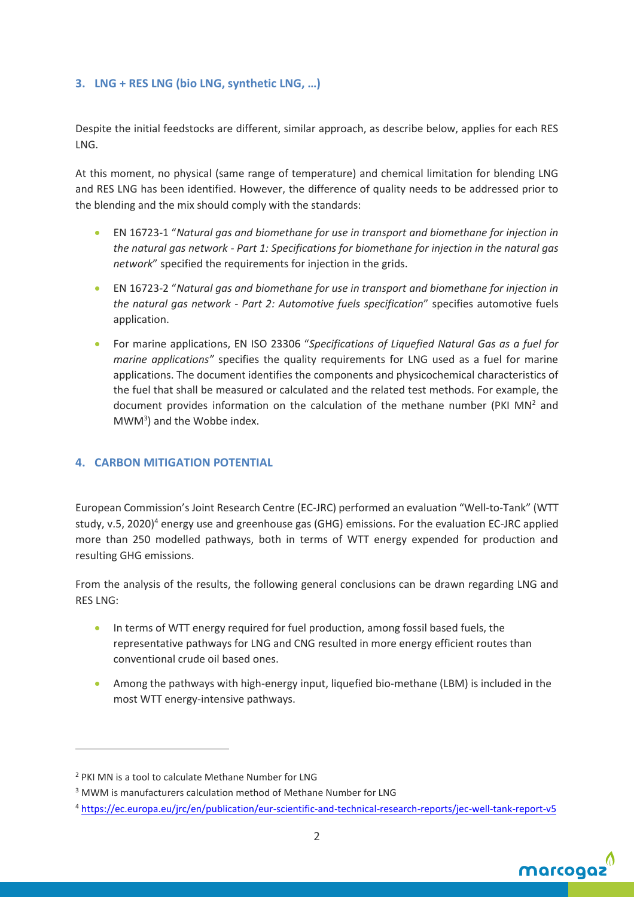## 3. LNG + RES LNG (bio LNG, synthetic LNG, …)

Despite the initial feedstocks are different, similar approach, as describe below, applies for each RES LNG.

At this moment, no physical (same range of temperature) and chemical limitation for blending LNG and RES LNG has been identified. However, the difference of quality needs to be addressed prior to the blending and the mix should comply with the standards:

- EN 16723-1 "*Natural gas and biomethane for use in transport and biomethane for injection in the natural gas network - Part 1: Specifications for biomethane for injection in the natural gas network*" specified the requirements for injection in the grids.
- EN 16723-2 "*Natural gas and biomethane for use in transport and biomethane for injection in the natural gas network - Part 2: Automotive fuels specification*" specifies automotive fuels application.
- For marine applications, EN ISO 23306 "*Specifications of Liquefied Natural Gas as a fuel for marine applications"* specifies the quality requirements for LNG used as a fuel for marine applications. The document identifies the components and physicochemical characteristics of the fuel that shall be measured or calculated and the related test methods. For example, the document provides information on the calculation of the methane number (PKI MN[2] and MWM[3]) and the Wobbe index.

## 4. CARBON MITIGATION POTENTIAL

European Commission's Joint Research Centre (EC-JRC) performed an evaluation "Well-to-Tank" (WTT study, v.5, 2020)[4] energy use and greenhouse gas (GHG) emissions. For the evaluation EC-JRC applied more than 250 modelled pathways, both in terms of WTT energy expended for production and resulting GHG emissions.

From the analysis of the results, the following general conclusions can be drawn regarding LNG and RES LNG:

- In terms of WTT energy required for fuel production, among fossil based fuels, the representative pathways for LNG and CNG resulted in more energy efficient routes than conventional crude oil based ones.
- Among the pathways with high-energy input, liquefied bio-methane (LBM) is included in the most WTT energy-intensive pathways.

---

[2] PKI MN is a tool to calculate Methane Number for LNG

[3] MWM is manufacturers calculation method of Methane Number for LNG

[4] https://ec.europa.eu/jrc/en/publication/eur-scientific-and-technical-research-reports/jec-well-tank-report-v5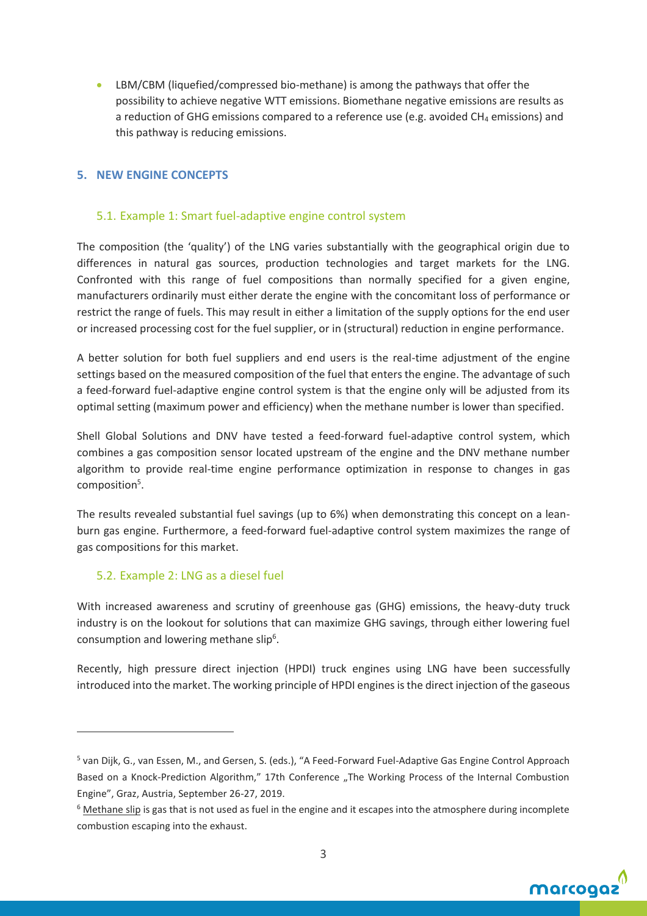- LBM/CBM (liquefied/compressed bio-methane) is among the pathways that offer the possibility to achieve negative WTT emissions. Biomethane negative emissions are results as a reduction of GHG emissions compared to a reference use (e.g. avoided $CH_4$ emissions) and this pathway is reducing emissions.

## 5. NEW ENGINE CONCEPTS

### 5.1. Example 1: Smart fuel-adaptive engine control system

The composition (the 'quality') of the LNG varies substantially with the geographical origin due to differences in natural gas sources, production technologies and target markets for the LNG. Confronted with this range of fuel compositions than normally specified for a given engine, manufacturers ordinarily must either derate the engine with the concomitant loss of performance or restrict the range of fuels. This may result in either a limitation of the supply options for the end user or increased processing cost for the fuel supplier, or in (structural) reduction in engine performance.

A better solution for both fuel suppliers and end users is the real-time adjustment of the engine settings based on the measured composition of the fuel that enters the engine. The advantage of such a feed-forward fuel-adaptive engine control system is that the engine only will be adjusted from its optimal setting (maximum power and efficiency) when the methane number is lower than specified.

Shell Global Solutions and DNV have tested a feed-forward fuel-adaptive control system, which combines a gas composition sensor located upstream of the engine and the DNV methane number algorithm to provide real-time engine performance optimization in response to changes in gas composition[5].

The results revealed substantial fuel savings (up to 6%) when demonstrating this concept on a lean-burn gas engine. Furthermore, a feed-forward fuel-adaptive control system maximizes the range of gas compositions for this market.

### 5.2. Example 2: LNG as a diesel fuel

With increased awareness and scrutiny of greenhouse gas (GHG) emissions, the heavy-duty truck industry is on the lookout for solutions that can maximize GHG savings, through either lowering fuel consumption and lowering methane slip[6].

Recently, high pressure direct injection (HPDI) truck engines using LNG have been successfully introduced into the market. The working principle of HPDI engines is the direct injection of the gaseous

---

[5] van Dijk, G., van Essen, M., and Gersen, S. (eds.), "A Feed-Forward Fuel-Adaptive Gas Engine Control Approach Based on a Knock-Prediction Algorithm," 17th Conference „The Working Process of the Internal Combustion Engine", Graz, Austria, September 26-27, 2019.

[6] Methane slip is gas that is not used as fuel in the engine and it escapes into the atmosphere during incomplete combustion escaping into the exhaust.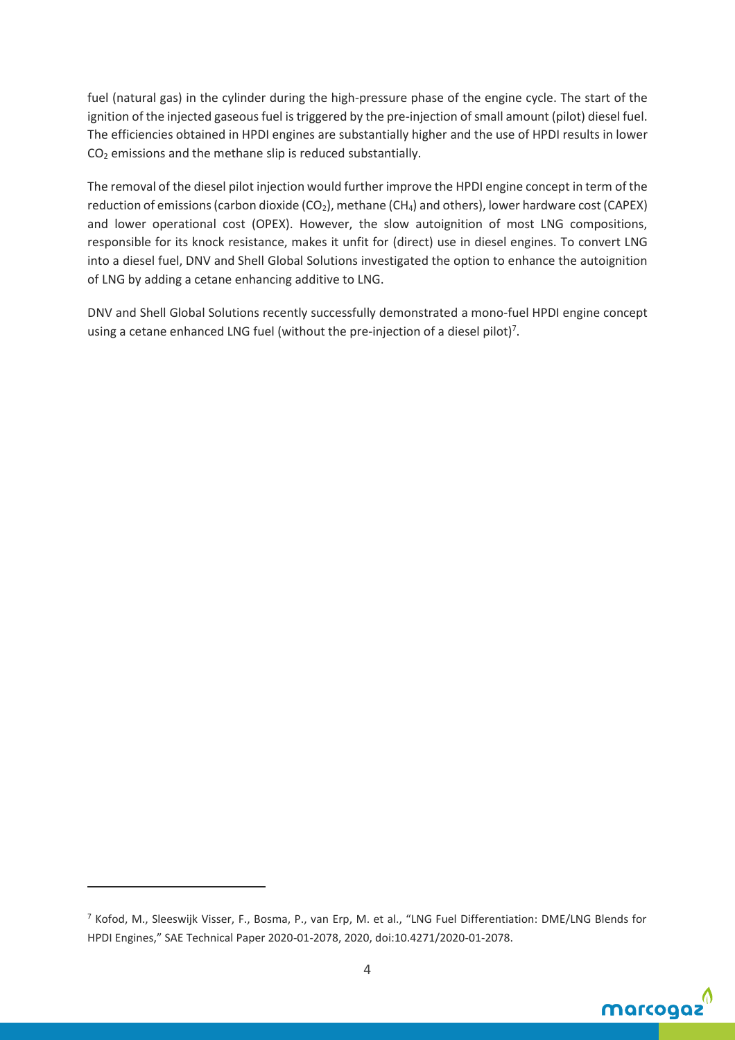fuel (natural gas) in the cylinder during the high-pressure phase of the engine cycle. The start of the ignition of the injected gaseous fuel is triggered by the pre-injection of small amount (pilot) diesel fuel. The efficiencies obtained in HPDI engines are substantially higher and the use of HPDI results in lower $CO_2$ emissions and the methane slip is reduced substantially.

The removal of the diesel pilot injection would further improve the HPDI engine concept in term of the reduction of emissions (carbon dioxide ($CO_2$), methane ($CH_4$) and others), lower hardware cost (CAPEX) and lower operational cost (OPEX). However, the slow autoignition of most LNG compositions, responsible for its knock resistance, makes it unfit for (direct) use in diesel engines. To convert LNG into a diesel fuel, DNV and Shell Global Solutions investigated the option to enhance the autoignition of LNG by adding a cetane enhancing additive to LNG.

DNV and Shell Global Solutions recently successfully demonstrated a mono-fuel HPDI engine concept using a cetane enhanced LNG fuel (without the pre-injection of a diesel pilot)[7].

---

[7] Kofod, M., Sleeswijk Visser, F., Bosma, P., van Erp, M. et al., "LNG Fuel Differentiation: DME/LNG Blends for HPDI Engines," SAE Technical Paper 2020-01-2078, 2020, doi:10.4271/2020-01-2078.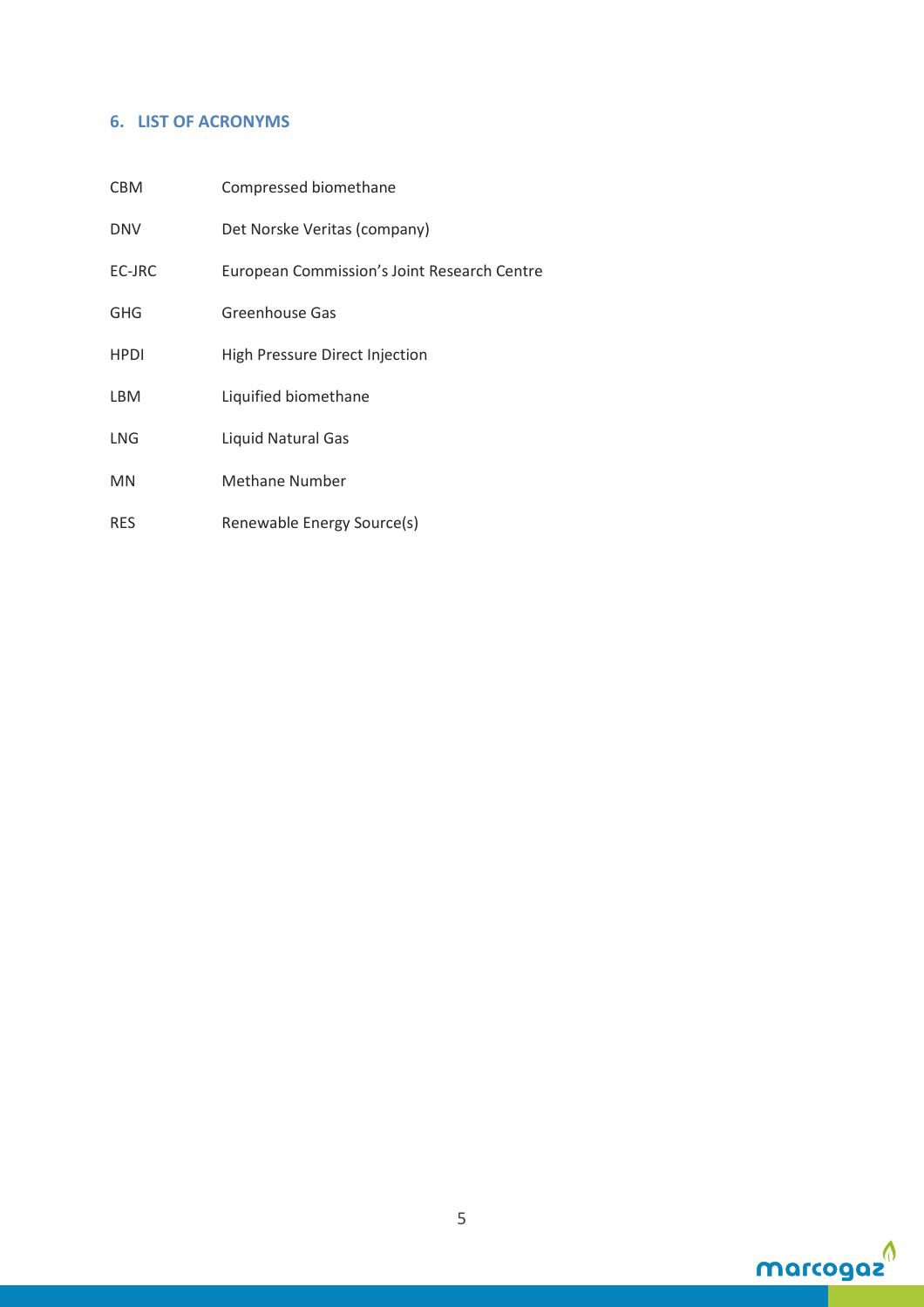## 6. LIST OF ACRONYMS

| | |
|---|---|
| CBM | Compressed biomethane |
| DNV | Det Norske Veritas (company) |
| EC-JRC | European Commission's Joint Research Centre |
| GHG | Greenhouse Gas |
| HPDI | High Pressure Direct Injection |
| LBM | Liquified biomethane |
| LNG | Liquid Natural Gas |
| MN | Methane Number |
| RES | Renewable Energy Source(s) |